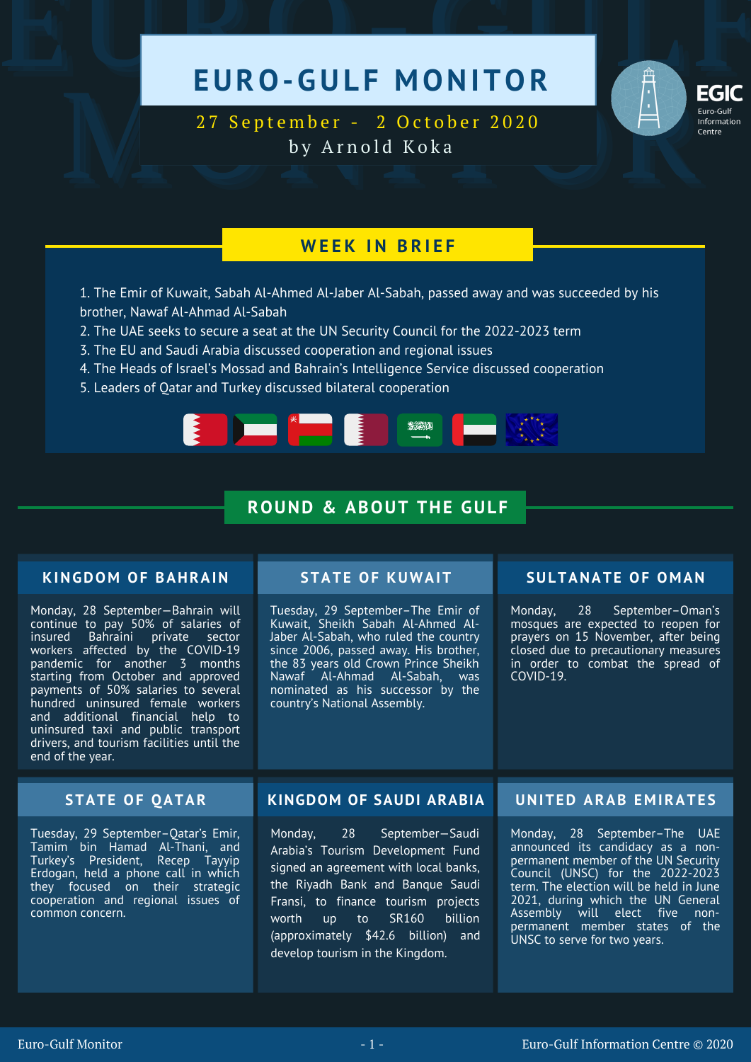# EURO-GULF MONITOR

27 September - 2 October 2020

by Arnold Koka

EGIC Euro-Gulf Information Centre

## WEEK IN BRIEF

1. The Emir of Kuwait, Sabah Al-Ahmed Al-Jaber Al-Sabah, passed away and was succeeded by his brother, Nawaf Al-Ahmad Al-Sabah
2. The UAE seeks to secure a seat at the UN Security Council for the 2022-2023 term
3. The EU and Saudi Arabia discussed cooperation and regional issues
4. The Heads of Israel's Mossad and Bahrain's Intelligence Service discussed cooperation
5. Leaders of Qatar and Turkey discussed bilateral cooperation

## ROUND & ABOUT THE GULF

### KINGDOM OF BAHRAIN

Monday, 28 September—Bahrain will continue to pay 50% of salaries of insured Bahraini private sector workers affected by the COVID-19 pandemic for another 3 months starting from October and approved payments of 50% salaries to several hundred uninsured female workers and additional financial help to uninsured taxi and public transport drivers, and tourism facilities until the end of the year.

### STATE OF KUWAIT

Tuesday, 29 September–The Emir of Kuwait, Sheikh Sabah Al-Ahmed Al-Jaber Al-Sabah, who ruled the country since 2006, passed away. His brother, the 83 years old Crown Prince Sheikh Nawaf Al-Ahmad Al-Sabah, was nominated as his successor by the country's National Assembly.

### SULTANATE OF OMAN

Monday, 28 September–Oman's mosques are expected to reopen for prayers on 15 November, after being closed due to precautionary measures in order to combat the spread of COVID-19.

### STATE OF QATAR

Tuesday, 29 September–Qatar's Emir, Tamim bin Hamad Al-Thani, and Turkey's President, Recep Tayyip Erdogan, held a phone call in which they focused on their strategic cooperation and regional issues of common concern.

### KINGDOM OF SAUDI ARABIA

Monday, 28 September—Saudi Arabia's Tourism Development Fund signed an agreement with local banks, the Riyadh Bank and Banque Saudi Fransi, to finance tourism projects worth up to SR160 billion (approximately $42.6 billion) and develop tourism in the Kingdom.

### UNITED ARAB EMIRATES

Monday, 28 September–The UAE announced its candidacy as a non-permanent member of the UN Security Council (UNSC) for the 2022-2023 term. The election will be held in June 2021, during which the UN General Assembly will elect five non-permanent member states of the UNSC to serve for two years.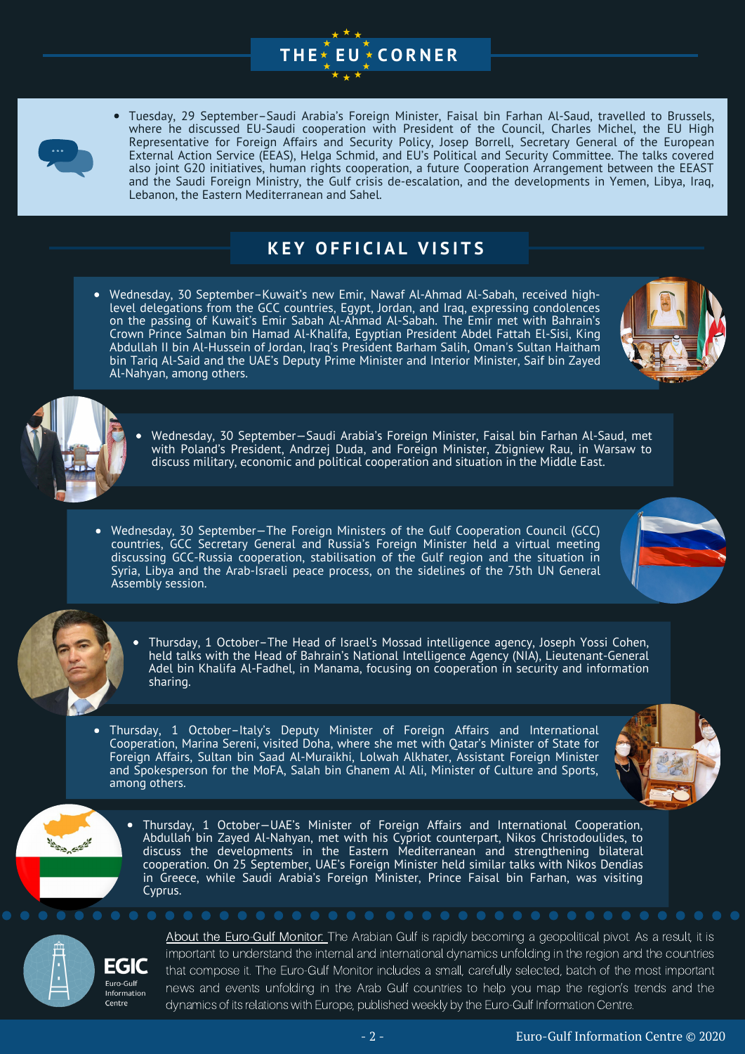## THE EU CORNER

- Tuesday, 29 September–Saudi Arabia's Foreign Minister, Faisal bin Farhan Al-Saud, travelled to Brussels, where he discussed EU-Saudi cooperation with President of the Council, Charles Michel, the EU High Representative for Foreign Affairs and Security Policy, Josep Borrell, Secretary General of the European External Action Service (EEAS), Helga Schmid, and EU's Political and Security Committee. The talks covered also joint G20 initiatives, human rights cooperation, a future Cooperation Arrangement between the EEAST and the Saudi Foreign Ministry, the Gulf crisis de-escalation, and the developments in Yemen, Libya, Iraq, Lebanon, the Eastern Mediterranean and Sahel.

## KEY OFFICIAL VISITS

- Wednesday, 30 September–Kuwait's new Emir, Nawaf Al-Ahmad Al-Sabah, received high-level delegations from the GCC countries, Egypt, Jordan, and Iraq, expressing condolences on the passing of Kuwait's Emir Sabah Al-Ahmad Al-Sabah. The Emir met with Bahrain's Crown Prince Salman bin Hamad Al-Khalifa, Egyptian President Abdel Fattah El-Sisi, King Abdullah II bin Al-Hussein of Jordan, Iraq's President Barham Salih, Oman's Sultan Haitham bin Tariq Al-Said and the UAE's Deputy Prime Minister and Interior Minister, Saif bin Zayed Al-Nahyan, among others.

- Wednesday, 30 September—Saudi Arabia's Foreign Minister, Faisal bin Farhan Al-Saud, met with Poland's President, Andrzej Duda, and Foreign Minister, Zbigniew Rau, in Warsaw to discuss military, economic and political cooperation and situation in the Middle East.

- Wednesday, 30 September—The Foreign Ministers of the Gulf Cooperation Council (GCC) countries, GCC Secretary General and Russia's Foreign Minister held a virtual meeting discussing GCC-Russia cooperation, stabilisation of the Gulf region and the situation in Syria, Libya and the Arab-Israeli peace process, on the sidelines of the 75th UN General Assembly session.

- Thursday, 1 October–The Head of Israel's Mossad intelligence agency, Joseph Yossi Cohen, held talks with the Head of Bahrain's National Intelligence Agency (NIA), Lieutenant-General Adel bin Khalifa Al-Fadhel, in Manama, focusing on cooperation in security and information sharing.

- Thursday, 1 October–Italy's Deputy Minister of Foreign Affairs and International Cooperation, Marina Sereni, visited Doha, where she met with Qatar's Minister of State for Foreign Affairs, Sultan bin Saad Al-Muraikhi, Lolwah Alkhater, Assistant Foreign Minister and Spokesperson for the MoFA, Salah bin Ghanem Al Ali, Minister of Culture and Sports, among others.

- Thursday, 1 October—UAE's Minister of Foreign Affairs and International Cooperation, Abdullah bin Zayed Al-Nahyan, met with his Cypriot counterpart, Nikos Christodoulides, to discuss the developments in the Eastern Mediterranean and strengthening bilateral cooperation. On 25 September, UAE's Foreign Minister held similar talks with Nikos Dendias in Greece, while Saudi Arabia's Foreign Minister, Prince Faisal bin Farhan, was visiting Cyprus.

EGIC Euro-Gulf Information Centre

About the Euro-Gulf Monitor: The Arabian Gulf is rapidly becoming a geopolitical pivot. As a result, it is important to understand the internal and international dynamics unfolding in the region and the countries that compose it. The Euro-Gulf Monitor includes a small, carefully selected, batch of the most important news and events unfolding in the Arab Gulf countries to help you map the region's trends and the dynamics of its relations with Europe, published weekly by the Euro-Gulf Information Centre.

Euro-Gulf Information Centre © 2020